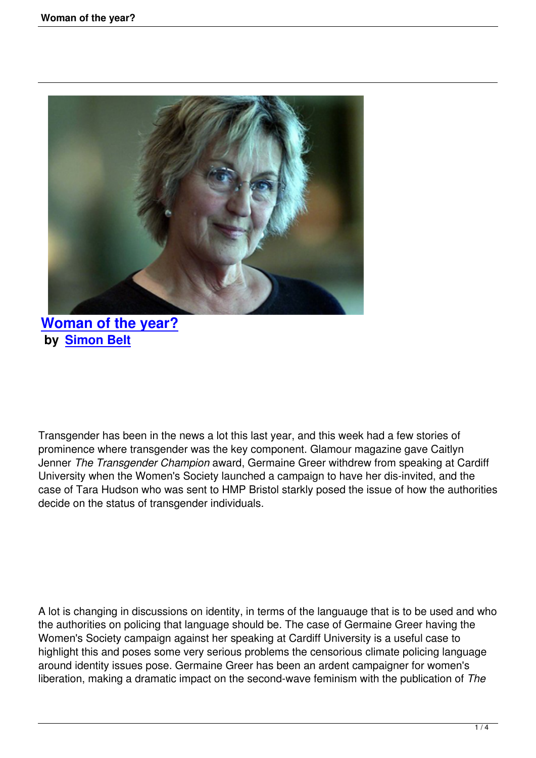# Woman of the year?

**by Simon Belt**

Transgender has been in the news a lot this last year, and this week had a few stories of prominence where transgender was the key component. Glamour magazine gave Caitlyn Jenner *The Transgender Champion* award, Germaine Greer withdrew from speaking at Cardiff University when the Women's Society launched a campaign to have her dis-invited, and the case of Tara Hudson who was sent to HMP Bristol starkly posed the issue of how the authorities decide on the status of transgender individuals.

A lot is changing in discussions on identity, in terms of the languauge that is to be used and who the authorities on policing that language should be. The case of Germaine Greer having the Women's Society campaign against her speaking at Cardiff University is a useful case to highlight this and poses some very serious problems the censorious climate policing language around identity issues pose. Germaine Greer has been an ardent campaigner for women's liberation, making a dramatic impact on the second-wave feminism with the publication of *The*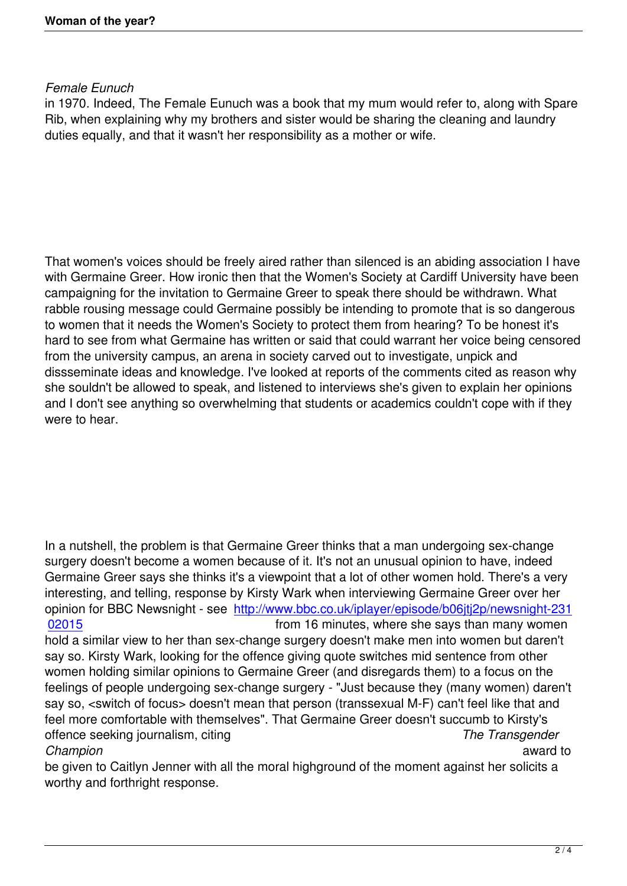*Female Eunuch* in 1970. Indeed, The Female Eunuch was a book that my mum would refer to, along with Spare Rib, when explaining why my brothers and sister would be sharing the cleaning and laundry duties equally, and that it wasn't her responsibility as a mother or wife.

That women's voices should be freely aired rather than silenced is an abiding association I have with Germaine Greer. How ironic then that the Women's Society at Cardiff University have been campaigning for the invitation to Germaine Greer to speak there should be withdrawn. What rabble rousing message could Germaine possibly be intending to promote that is so dangerous to women that it needs the Women's Society to protect them from hearing? To be honest it's hard to see from what Germaine has written or said that could warrant her voice being censored from the university campus, an arena in society carved out to investigate, unpick and dissseminate ideas and knowledge. I've looked at reports of the comments cited as reason why she souldn't be allowed to speak, and listened to interviews she's given to explain her opinions and I don't see anything so overwhelming that students or academics couldn't cope with if they were to hear.

In a nutshell, the problem is that Germaine Greer thinks that a man undergoing sex-change surgery doesn't become a women because of it. It's not an unusual opinion to have, indeed Germaine Greer says she thinks it's a viewpoint that a lot of other women hold. There's a very interesting, and telling, response by Kirsty Wark when interviewing Germaine Greer over her opinion for BBC Newsnight - see [http://www.bbc.co.uk/iplayer/episode/b06jtj2p/newsnight-23102015](http://www.bbc.co.uk/iplayer/episode/b06jtj2p/newsnight-23102015) from 16 minutes, where she says than many women hold a similar view to her than sex-change surgery doesn't make men into women but daren't say so. Kirsty Wark, looking for the offence giving quote switches mid sentence from other women holding similar opinions to Germaine Greer (and disregards them) to a focus on the feelings of people undergoing sex-change surgery - "Just because they (many women) daren't say so, <switch of focus> doesn't mean that person (transsexual M-F) can't feel like that and feel more comfortable with themselves". That Germaine Greer doesn't succumb to Kirsty's offence seeking journalism, citing *The Transgender Champion* award to be given to Caitlyn Jenner with all the moral highground of the moment against her solicits a worthy and forthright response.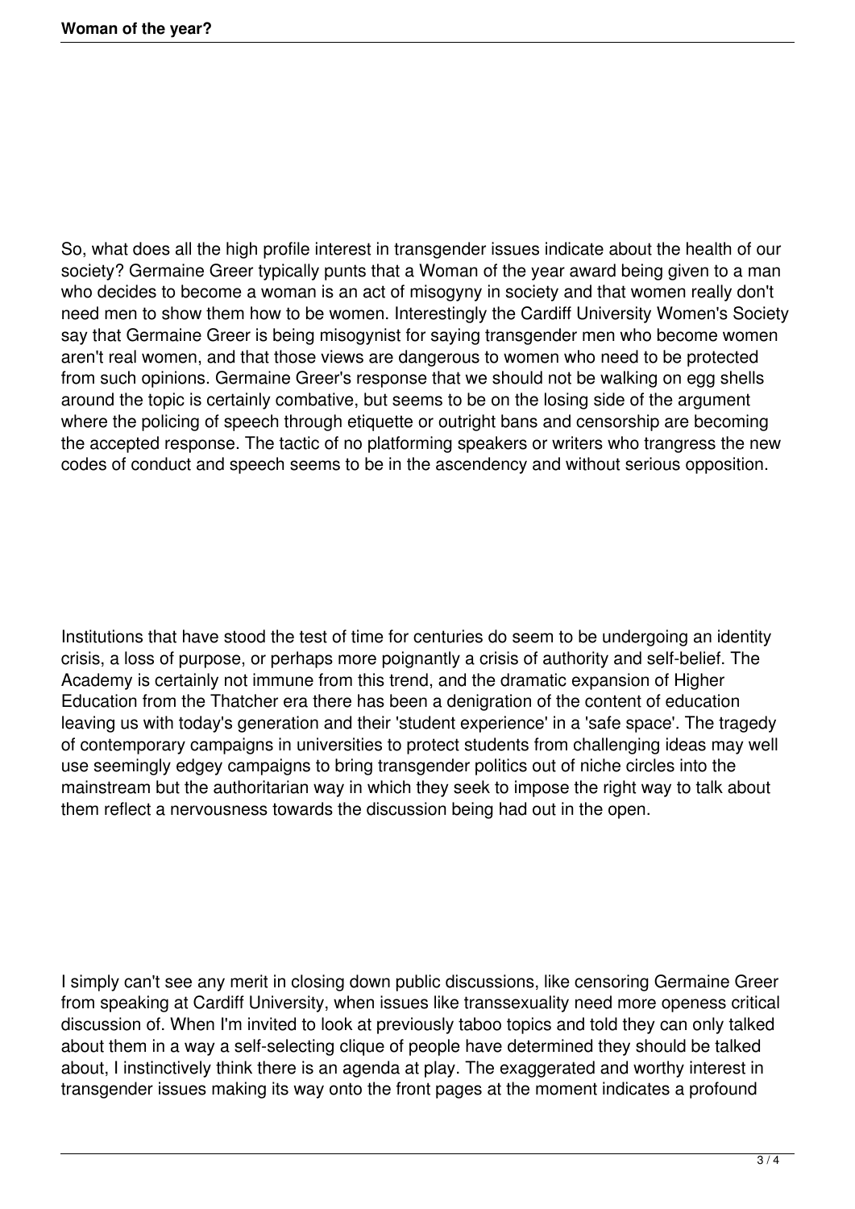So, what does all the high profile interest in transgender issues indicate about the health of our society? Germaine Greer typically punts that a Woman of the year award being given to a man who decides to become a woman is an act of misogyny in society and that women really don't need men to show them how to be women. Interestingly the Cardiff University Women's Society say that Germaine Greer is being misogynist for saying transgender men who become women aren't real women, and that those views are dangerous to women who need to be protected from such opinions. Germaine Greer's response that we should not be walking on egg shells around the topic is certainly combative, but seems to be on the losing side of the argument where the policing of speech through etiquette or outright bans and censorship are becoming the accepted response. The tactic of no platforming speakers or writers who trangress the new codes of conduct and speech seems to be in the ascendency and without serious opposition.

Institutions that have stood the test of time for centuries do seem to be undergoing an identity crisis, a loss of purpose, or perhaps more poignantly a crisis of authority and self-belief. The Academy is certainly not immune from this trend, and the dramatic expansion of Higher Education from the Thatcher era there has been a denigration of the content of education leaving us with today's generation and their 'student experience' in a 'safe space'. The tragedy of contemporary campaigns in universities to protect students from challenging ideas may well use seemingly edgey campaigns to bring transgender politics out of niche circles into the mainstream but the authoritarian way in which they seek to impose the right way to talk about them reflect a nervousness towards the discussion being had out in the open.

I simply can't see any merit in closing down public discussions, like censoring Germaine Greer from speaking at Cardiff University, when issues like transsexuality need more openess critical discussion of. When I'm invited to look at previously taboo topics and told they can only talked about them in a way a self-selecting clique of people have determined they should be talked about, I instinctively think there is an agenda at play. The exaggerated and worthy interest in transgender issues making its way onto the front pages at the moment indicates a profound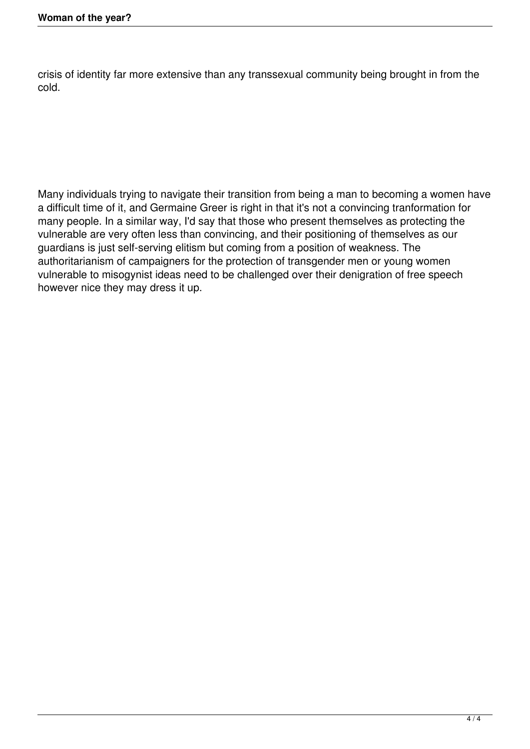crisis of identity far more extensive than any transsexual community being brought in from the cold.

Many individuals trying to navigate their transition from being a man to becoming a women have a difficult time of it, and Germaine Greer is right in that it's not a convincing tranformation for many people. In a similar way, I'd say that those who present themselves as protecting the vulnerable are very often less than convincing, and their positioning of themselves as our guardians is just self-serving elitism but coming from a position of weakness. The authoritarianism of campaigners for the protection of transgender men or young women vulnerable to misogynist ideas need to be challenged over their denigration of free speech however nice they may dress it up.